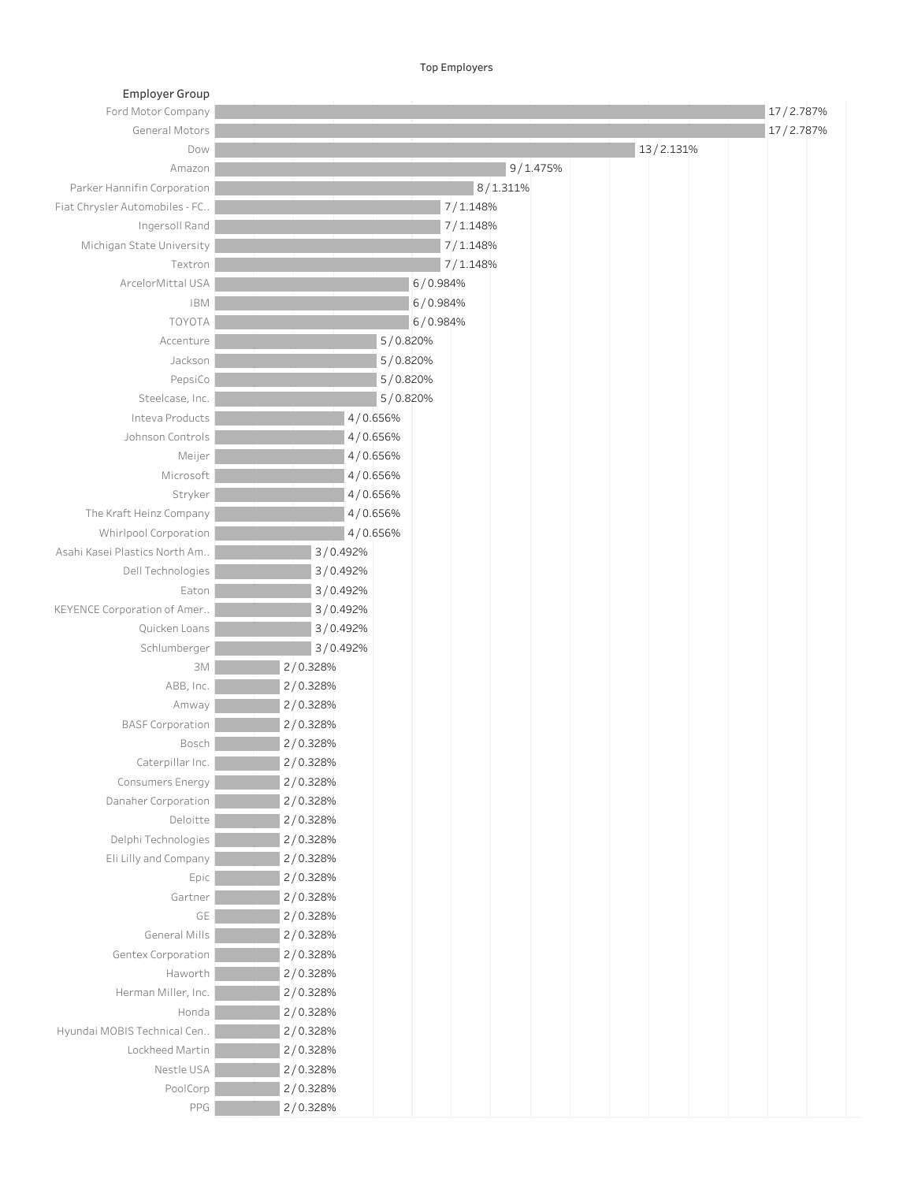# Top Employers

| Employer Group | Count / Percent |
| --- | --- |
| Ford Motor Company | 17 / 2.787% |
| General Motors | 17 / 2.787% |
| Dow | 13 / 2.131% |
| Amazon | 9 / 1.475% |
| Parker Hannifin Corporation | 8 / 1.311% |
| Fiat Chrysler Automobiles - FC.. | 7 / 1.148% |
| Ingersoll Rand | 7 / 1.148% |
| Michigan State University | 7 / 1.148% |
| Textron | 7 / 1.148% |
| ArcelorMittal USA | 6 / 0.984% |
| IBM | 6 / 0.984% |
| TOYOTA | 6 / 0.984% |
| Accenture | 5 / 0.820% |
| Jackson | 5 / 0.820% |
| PepsiCo | 5 / 0.820% |
| Steelcase, Inc. | 5 / 0.820% |
| Inteva Products | 4 / 0.656% |
| Johnson Controls | 4 / 0.656% |
| Meijer | 4 / 0.656% |
| Microsoft | 4 / 0.656% |
| Stryker | 4 / 0.656% |
| The Kraft Heinz Company | 4 / 0.656% |
| Whirlpool Corporation | 4 / 0.656% |
| Asahi Kasei Plastics North Am.. | 3 / 0.492% |
| Dell Technologies | 3 / 0.492% |
| Eaton | 3 / 0.492% |
| KEYENCE Corporation of Amer.. | 3 / 0.492% |
| Quicken Loans | 3 / 0.492% |
| Schlumberger | 3 / 0.492% |
| 3M | 2 / 0.328% |
| ABB, Inc. | 2 / 0.328% |
| Amway | 2 / 0.328% |
| BASF Corporation | 2 / 0.328% |
| Bosch | 2 / 0.328% |
| Caterpillar Inc. | 2 / 0.328% |
| Consumers Energy | 2 / 0.328% |
| Danaher Corporation | 2 / 0.328% |
| Deloitte | 2 / 0.328% |
| Delphi Technologies | 2 / 0.328% |
| Eli Lilly and Company | 2 / 0.328% |
| Epic | 2 / 0.328% |
| Gartner | 2 / 0.328% |
| GE | 2 / 0.328% |
| General Mills | 2 / 0.328% |
| Gentex Corporation | 2 / 0.328% |
| Haworth | 2 / 0.328% |
| Herman Miller, Inc. | 2 / 0.328% |
| Honda | 2 / 0.328% |
| Hyundai MOBIS Technical Cen.. | 2 / 0.328% |
| Lockheed Martin | 2 / 0.328% |
| Nestle USA | 2 / 0.328% |
| PoolCorp | 2 / 0.328% |
| PPG | 2 / 0.328% |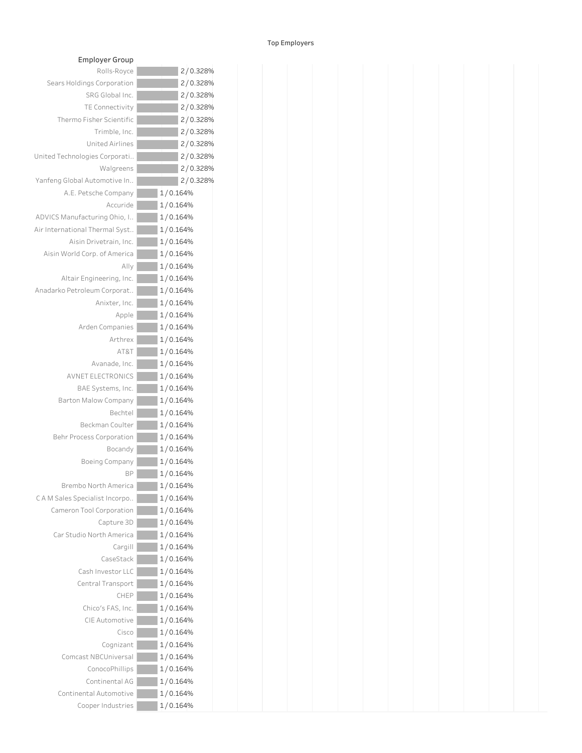Top Employers

| Employer Group | Count / Percent |
| --- | --- |
| Rolls-Royce | 2 / 0.328% |
| Sears Holdings Corporation | 2 / 0.328% |
| SRG Global Inc. | 2 / 0.328% |
| TE Connectivity | 2 / 0.328% |
| Thermo Fisher Scientific | 2 / 0.328% |
| Trimble, Inc. | 2 / 0.328% |
| United Airlines | 2 / 0.328% |
| United Technologies Corporati.. | 2 / 0.328% |
| Walgreens | 2 / 0.328% |
| Yanfeng Global Automotive In.. | 2 / 0.328% |
| A.E. Petsche Company | 1 / 0.164% |
| Accuride | 1 / 0.164% |
| ADVICS Manufacturing Ohio, I.. | 1 / 0.164% |
| Air International Thermal Syst.. | 1 / 0.164% |
| Aisin Drivetrain, Inc. | 1 / 0.164% |
| Aisin World Corp. of America | 1 / 0.164% |
| Ally | 1 / 0.164% |
| Altair Engineering, Inc. | 1 / 0.164% |
| Anadarko Petroleum Corporat.. | 1 / 0.164% |
| Anixter, Inc. | 1 / 0.164% |
| Apple | 1 / 0.164% |
| Arden Companies | 1 / 0.164% |
| Arthrex | 1 / 0.164% |
| AT&T | 1 / 0.164% |
| Avanade, Inc. | 1 / 0.164% |
| AVNET ELECTRONICS | 1 / 0.164% |
| BAE Systems, Inc. | 1 / 0.164% |
| Barton Malow Company | 1 / 0.164% |
| Bechtel | 1 / 0.164% |
| Beckman Coulter | 1 / 0.164% |
| Behr Process Corporation | 1 / 0.164% |
| Bocandy | 1 / 0.164% |
| Boeing Company | 1 / 0.164% |
| BP | 1 / 0.164% |
| Brembo North America | 1 / 0.164% |
| C A M Sales Specialist Incorpo.. | 1 / 0.164% |
| Cameron Tool Corporation | 1 / 0.164% |
| Capture 3D | 1 / 0.164% |
| Car Studio North America | 1 / 0.164% |
| Cargill | 1 / 0.164% |
| CaseStack | 1 / 0.164% |
| Cash Investor LLC | 1 / 0.164% |
| Central Transport | 1 / 0.164% |
| CHEP | 1 / 0.164% |
| Chico's FAS, Inc. | 1 / 0.164% |
| CIE Automotive | 1 / 0.164% |
| Cisco | 1 / 0.164% |
| Cognizant | 1 / 0.164% |
| Comcast NBCUniversal | 1 / 0.164% |
| ConocoPhillips | 1 / 0.164% |
| Continental AG | 1 / 0.164% |
| Continental Automotive | 1 / 0.164% |
| Cooper Industries | 1 / 0.164% |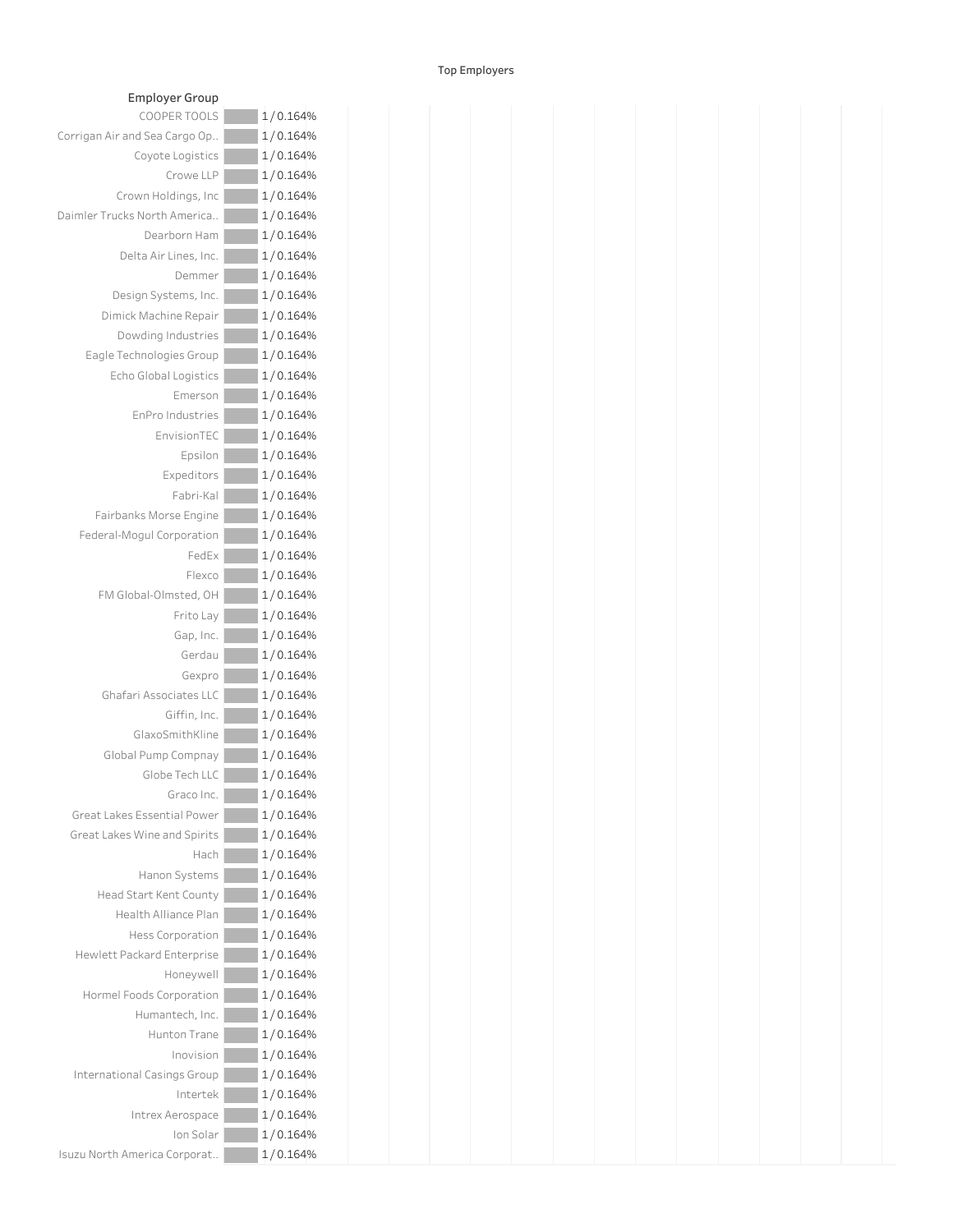Top Employers

| Employer Group | |
|---|---|
| COOPER TOOLS | 1 / 0.164% |
| Corrigan Air and Sea Cargo Op.. | 1 / 0.164% |
| Coyote Logistics | 1 / 0.164% |
| Crowe LLP | 1 / 0.164% |
| Crown Holdings, Inc | 1 / 0.164% |
| Daimler Trucks North America.. | 1 / 0.164% |
| Dearborn Ham | 1 / 0.164% |
| Delta Air Lines, Inc. | 1 / 0.164% |
| Demmer | 1 / 0.164% |
| Design Systems, Inc. | 1 / 0.164% |
| Dimick Machine Repair | 1 / 0.164% |
| Dowding Industries | 1 / 0.164% |
| Eagle Technologies Group | 1 / 0.164% |
| Echo Global Logistics | 1 / 0.164% |
| Emerson | 1 / 0.164% |
| EnPro Industries | 1 / 0.164% |
| EnvisionTEC | 1 / 0.164% |
| Epsilon | 1 / 0.164% |
| Expeditors | 1 / 0.164% |
| Fabri-Kal | 1 / 0.164% |
| Fairbanks Morse Engine | 1 / 0.164% |
| Federal-Mogul Corporation | 1 / 0.164% |
| FedEx | 1 / 0.164% |
| Flexco | 1 / 0.164% |
| FM Global-Olmsted, OH | 1 / 0.164% |
| Frito Lay | 1 / 0.164% |
| Gap, Inc. | 1 / 0.164% |
| Gerdau | 1 / 0.164% |
| Gexpro | 1 / 0.164% |
| Ghafari Associates LLC | 1 / 0.164% |
| Giffin, Inc. | 1 / 0.164% |
| GlaxoSmithKline | 1 / 0.164% |
| Global Pump Compnay | 1 / 0.164% |
| Globe Tech LLC | 1 / 0.164% |
| Graco Inc. | 1 / 0.164% |
| Great Lakes Essential Power | 1 / 0.164% |
| Great Lakes Wine and Spirits | 1 / 0.164% |
| Hach | 1 / 0.164% |
| Hanon Systems | 1 / 0.164% |
| Head Start Kent County | 1 / 0.164% |
| Health Alliance Plan | 1 / 0.164% |
| Hess Corporation | 1 / 0.164% |
| Hewlett Packard Enterprise | 1 / 0.164% |
| Honeywell | 1 / 0.164% |
| Hormel Foods Corporation | 1 / 0.164% |
| Humantech, Inc. | 1 / 0.164% |
| Hunton Trane | 1 / 0.164% |
| Inovision | 1 / 0.164% |
| International Casings Group | 1 / 0.164% |
| Intertek | 1 / 0.164% |
| Intrex Aerospace | 1 / 0.164% |
| Ion Solar | 1 / 0.164% |
| Isuzu North America Corporat.. | 1 / 0.164% |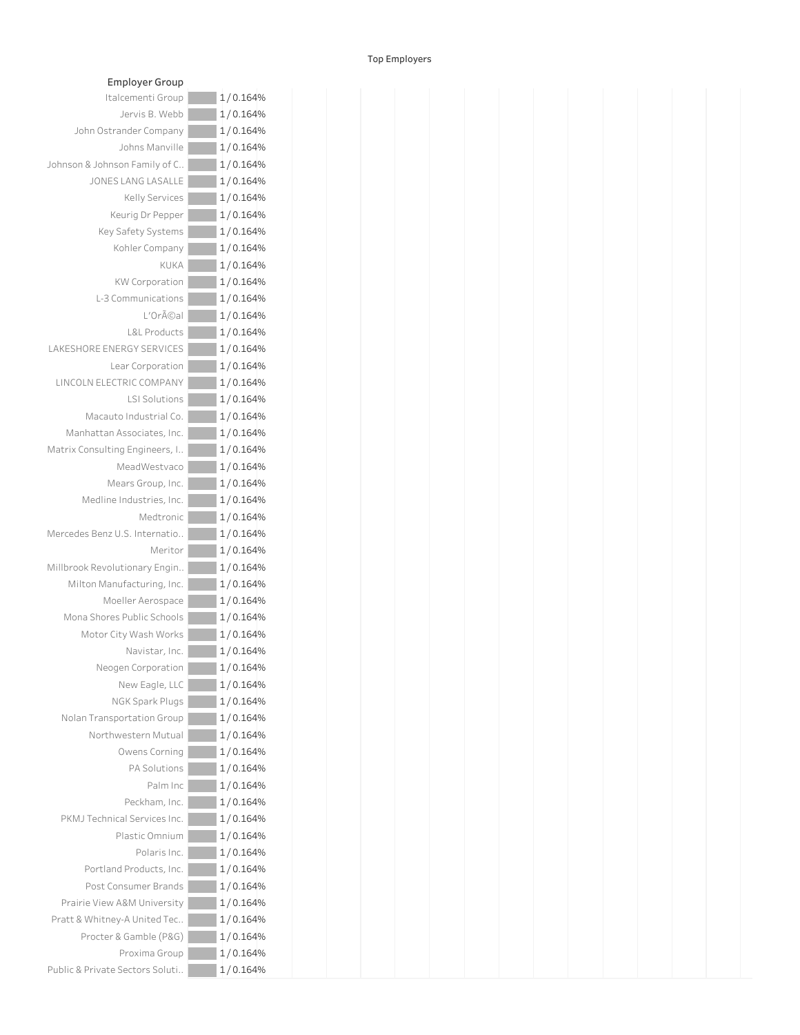Top Employers

| Employer Group | |
|---|---|
| Italcementi Group | 1 / 0.164% |
| Jervis B. Webb | 1 / 0.164% |
| John Ostrander Company | 1 / 0.164% |
| Johns Manville | 1 / 0.164% |
| Johnson & Johnson Family of C.. | 1 / 0.164% |
| JONES LANG LASALLE | 1 / 0.164% |
| Kelly Services | 1 / 0.164% |
| Keurig Dr Pepper | 1 / 0.164% |
| Key Safety Systems | 1 / 0.164% |
| Kohler Company | 1 / 0.164% |
| KUKA | 1 / 0.164% |
| KW Corporation | 1 / 0.164% |
| L-3 Communications | 1 / 0.164% |
| L'OrÃ©al | 1 / 0.164% |
| L&L Products | 1 / 0.164% |
| LAKESHORE ENERGY SERVICES | 1 / 0.164% |
| Lear Corporation | 1 / 0.164% |
| LINCOLN ELECTRIC COMPANY | 1 / 0.164% |
| LSI Solutions | 1 / 0.164% |
| Macauto Industrial Co. | 1 / 0.164% |
| Manhattan Associates, Inc. | 1 / 0.164% |
| Matrix Consulting Engineers, I.. | 1 / 0.164% |
| MeadWestvaco | 1 / 0.164% |
| Mears Group, Inc. | 1 / 0.164% |
| Medline Industries, Inc. | 1 / 0.164% |
| Medtronic | 1 / 0.164% |
| Mercedes Benz U.S. Internatio.. | 1 / 0.164% |
| Meritor | 1 / 0.164% |
| Millbrook Revolutionary Engin.. | 1 / 0.164% |
| Milton Manufacturing, Inc. | 1 / 0.164% |
| Moeller Aerospace | 1 / 0.164% |
| Mona Shores Public Schools | 1 / 0.164% |
| Motor City Wash Works | 1 / 0.164% |
| Navistar, Inc. | 1 / 0.164% |
| Neogen Corporation | 1 / 0.164% |
| New Eagle, LLC | 1 / 0.164% |
| NGK Spark Plugs | 1 / 0.164% |
| Nolan Transportation Group | 1 / 0.164% |
| Northwestern Mutual | 1 / 0.164% |
| Owens Corning | 1 / 0.164% |
| PA Solutions | 1 / 0.164% |
| Palm Inc | 1 / 0.164% |
| Peckham, Inc. | 1 / 0.164% |
| PKMJ Technical Services Inc. | 1 / 0.164% |
| Plastic Omnium | 1 / 0.164% |
| Polaris Inc. | 1 / 0.164% |
| Portland Products, Inc. | 1 / 0.164% |
| Post Consumer Brands | 1 / 0.164% |
| Prairie View A&M University | 1 / 0.164% |
| Pratt & Whitney-A United Tec.. | 1 / 0.164% |
| Procter & Gamble (P&G) | 1 / 0.164% |
| Proxima Group | 1 / 0.164% |
| Public & Private Sectors Soluti.. | 1 / 0.164% |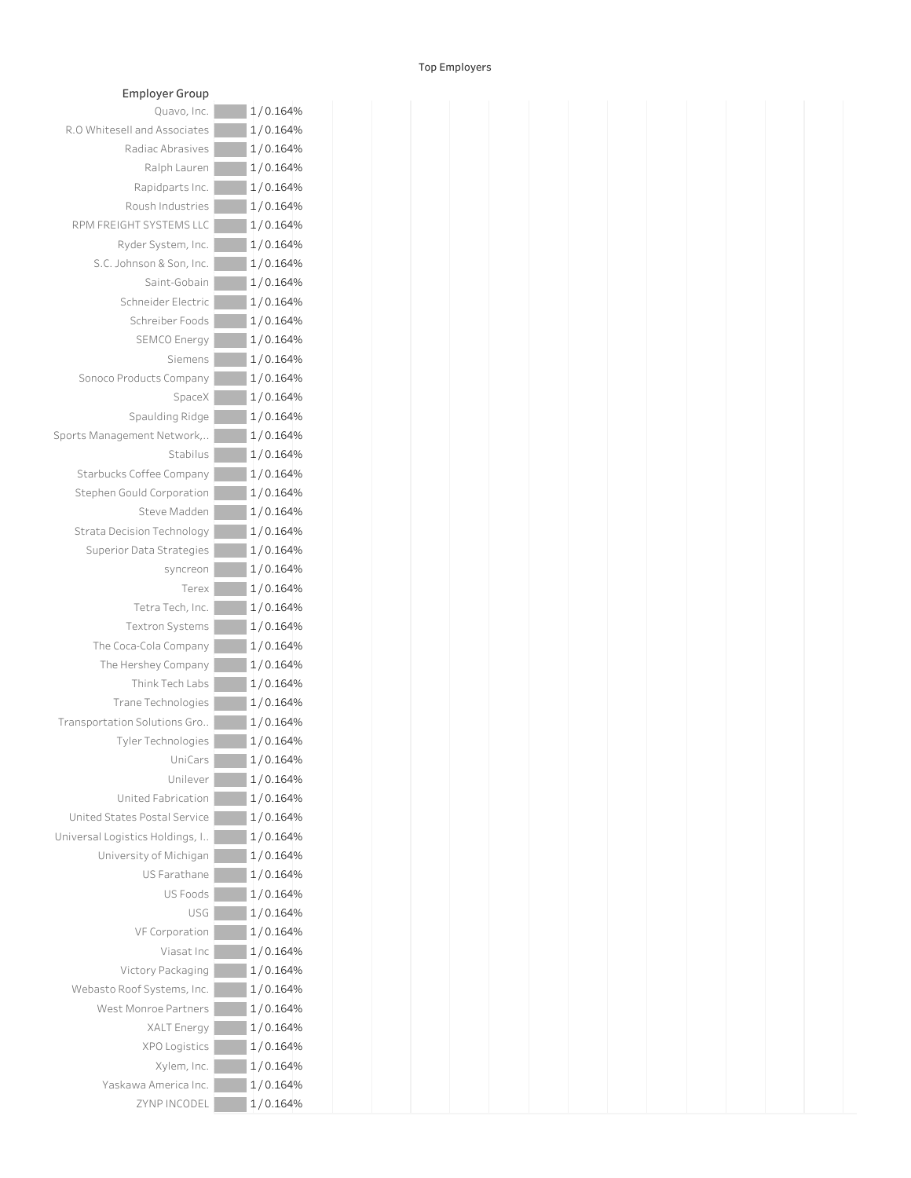Top Employers

Employer Group

Quavo, Inc. 1 / 0.164%
R.O Whitesell and Associates 1 / 0.164%
Radiac Abrasives 1 / 0.164%
Ralph Lauren 1 / 0.164%
Rapidparts Inc. 1 / 0.164%
Roush Industries 1 / 0.164%
RPM FREIGHT SYSTEMS LLC 1 / 0.164%
Ryder System, Inc. 1 / 0.164%
S.C. Johnson & Son, Inc. 1 / 0.164%
Saint-Gobain 1 / 0.164%
Schneider Electric 1 / 0.164%
Schreiber Foods 1 / 0.164%
SEMCO Energy 1 / 0.164%
Siemens 1 / 0.164%
Sonoco Products Company 1 / 0.164%
SpaceX 1 / 0.164%
Spaulding Ridge 1 / 0.164%
Sports Management Network,.. 1 / 0.164%
Stabilus 1 / 0.164%
Starbucks Coffee Company 1 / 0.164%
Stephen Gould Corporation 1 / 0.164%
Steve Madden 1 / 0.164%
Strata Decision Technology 1 / 0.164%
Superior Data Strategies 1 / 0.164%
syncreon 1 / 0.164%
Terex 1 / 0.164%
Tetra Tech, Inc. 1 / 0.164%
Textron Systems 1 / 0.164%
The Coca-Cola Company 1 / 0.164%
The Hershey Company 1 / 0.164%
Think Tech Labs 1 / 0.164%
Trane Technologies 1 / 0.164%
Transportation Solutions Gro.. 1 / 0.164%
Tyler Technologies 1 / 0.164%
UniCars 1 / 0.164%
Unilever 1 / 0.164%
United Fabrication 1 / 0.164%
United States Postal Service 1 / 0.164%
Universal Logistics Holdings, I.. 1 / 0.164%
University of Michigan 1 / 0.164%
US Farathane 1 / 0.164%
US Foods 1 / 0.164%
USG 1 / 0.164%
VF Corporation 1 / 0.164%
Viasat Inc 1 / 0.164%
Victory Packaging 1 / 0.164%
Webasto Roof Systems, Inc. 1 / 0.164%
West Monroe Partners 1 / 0.164%
XALT Energy 1 / 0.164%
XPO Logistics 1 / 0.164%
Xylem, Inc. 1 / 0.164%
Yaskawa America Inc. 1 / 0.164%
ZYNP INCODEL 1 / 0.164%